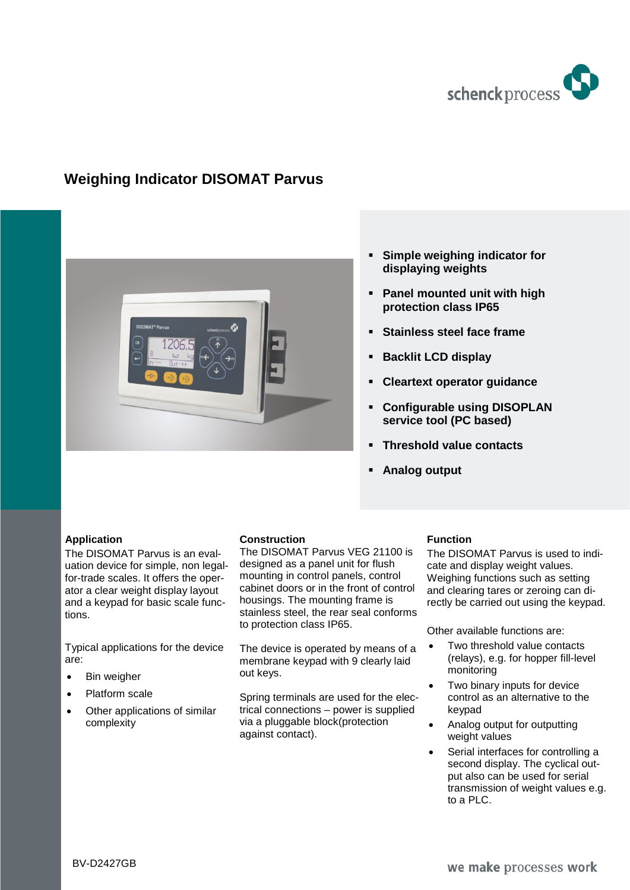# Weighing Indicator DISOMAT Parvus

- **Simple weighing indicator for displaying weights**
- **Panel mounted unit with high protection class IP65**
- **Stainless steel face frame**
- **Backlit LCD display**
- **Cleartext operator guidance**
- **Configurable using DISOPLAN service tool (PC based)**
- **Threshold value contacts**
- **Analog output**

### Application

The DISOMAT Parvus is an evaluation device for simple, non legal-for-trade scales. It offers the operator a clear weight display layout and a keypad for basic scale functions.

Typical applications for the device are:

- Bin weigher
- Platform scale
- Other applications of similar complexity

### Construction

The DISOMAT Parvus VEG 21100 is designed as a panel unit for flush mounting in control panels, control cabinet doors or in the front of control housings. The mounting frame is stainless steel, the rear seal conforms to protection class IP65.

The device is operated by means of a membrane keypad with 9 clearly laid out keys.

Spring terminals are used for the electrical connections – power is supplied via a pluggable block(protection against contact).

### Function

The DISOMAT Parvus is used to indicate and display weight values. Weighing functions such as setting and clearing tares or zeroing can directly be carried out using the keypad.

Other available functions are:

- Two threshold value contacts (relays), e.g. for hopper fill-level monitoring
- Two binary inputs for device control as an alternative to the keypad
- Analog output for outputting weight values
- Serial interfaces for controlling a second display. The cyclical output also can be used for serial transmission of weight values e.g. to a PLC.

BV-D2427GB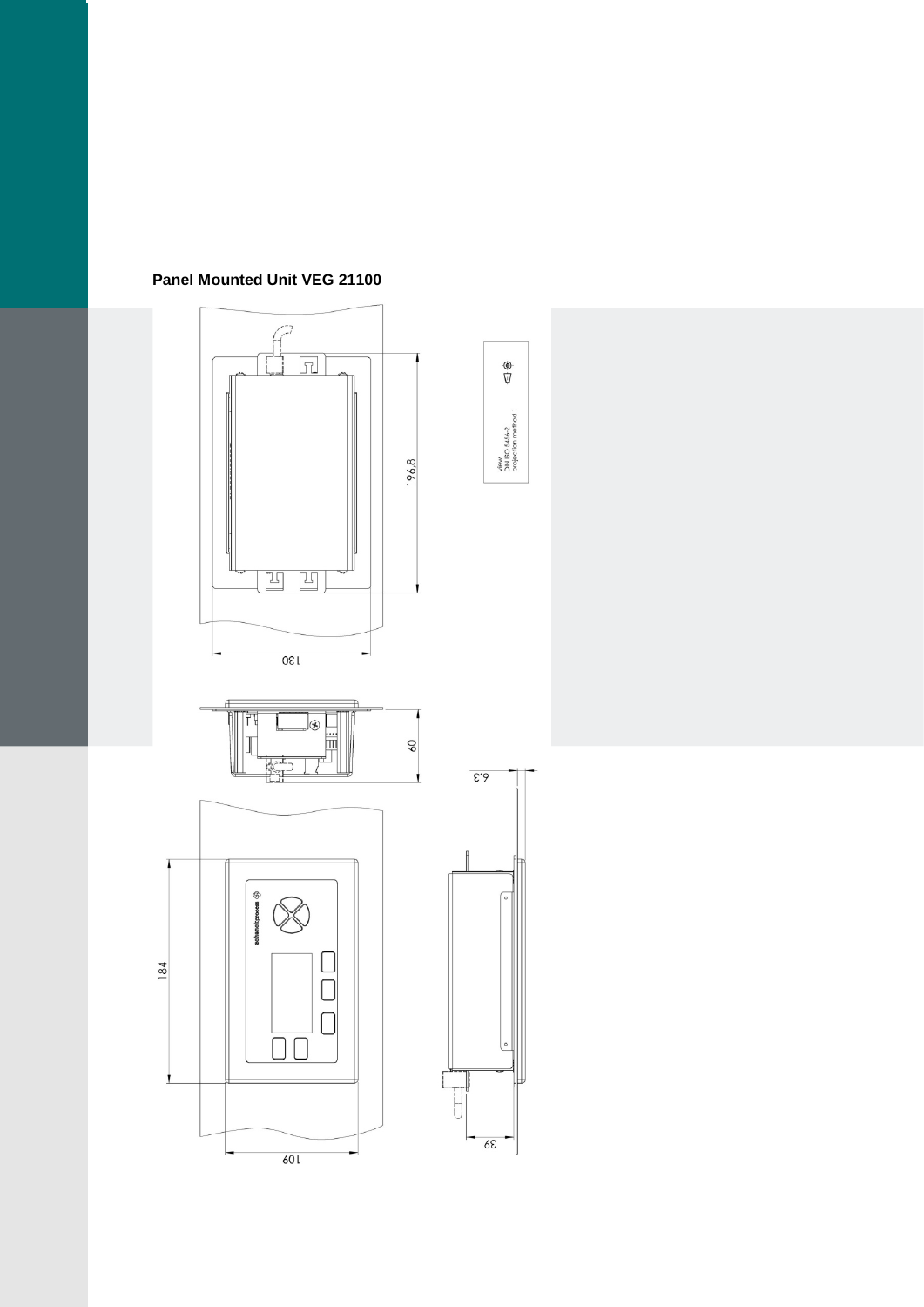**Panel Mounted Unit VEG 21100**

view
DIN ISO 5456-2
projection method 1

196.8

130

60

6.3

184

109

39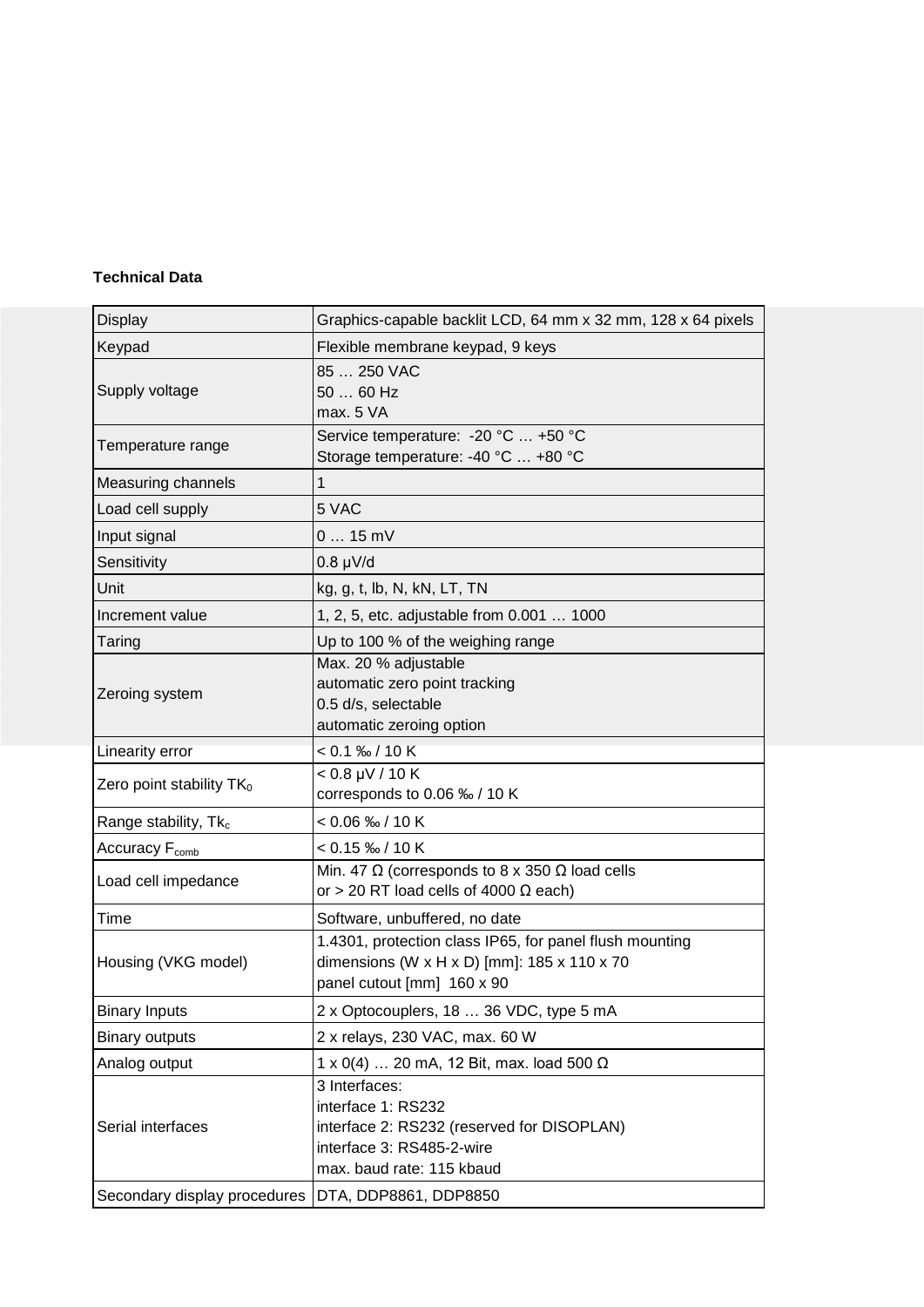**Technical Data**

| Display | Graphics-capable backlit LCD, 64 mm x 32 mm, 128 x 64 pixels |
|---|---|
| Keypad | Flexible membrane keypad, 9 keys |
| Supply voltage | 85 … 250 VAC<br>50 … 60 Hz<br>max. 5 VA |
| Temperature range | Service temperature: -20 °C … +50 °C<br>Storage temperature: -40 °C … +80 °C |
| Measuring channels | 1 |
| Load cell supply | 5 VAC |
| Input signal | 0 … 15 mV |
| Sensitivity | 0.8 µV/d |
| Unit | kg, g, t, lb, N, kN, LT, TN |
| Increment value | 1, 2, 5, etc. adjustable from 0.001 … 1000 |
| Taring | Up to 100 % of the weighing range |
| Zeroing system | Max. 20 % adjustable<br>automatic zero point tracking<br>0.5 d/s, selectable<br>automatic zeroing option |
| Linearity error | < 0.1 ‰ / 10 K |
| Zero point stability $TK_0$ | < 0.8 µV / 10 K<br>corresponds to 0.06 ‰ / 10 K |
| Range stability, $Tk_c$ | < 0.06 ‰ / 10 K |
| Accuracy $F_{comb}$ | < 0.15 ‰ / 10 K |
| Load cell impedance | Min. 47 Ω (corresponds to 8 x 350 Ω load cells<br>or > 20 RT load cells of 4000 Ω each) |
| Time | Software, unbuffered, no date |
| Housing (VKG model) | 1.4301, protection class IP65, for panel flush mounting<br>dimensions (W x H x D) [mm]: 185 x 110 x 70<br>panel cutout [mm] 160 x 90 |
| Binary Inputs | 2 x Optocouplers, 18 … 36 VDC, type 5 mA |
| Binary outputs | 2 x relays, 230 VAC, max. 60 W |
| Analog output | 1 x 0(4) … 20 mA, 12 Bit, max. load 500 Ω |
| Serial interfaces | 3 Interfaces:<br>interface 1: RS232<br>interface 2: RS232 (reserved for DISOPLAN)<br>interface 3: RS485-2-wire<br>max. baud rate: 115 kbaud |
| Secondary display procedures | DTA, DDP8861, DDP8850 |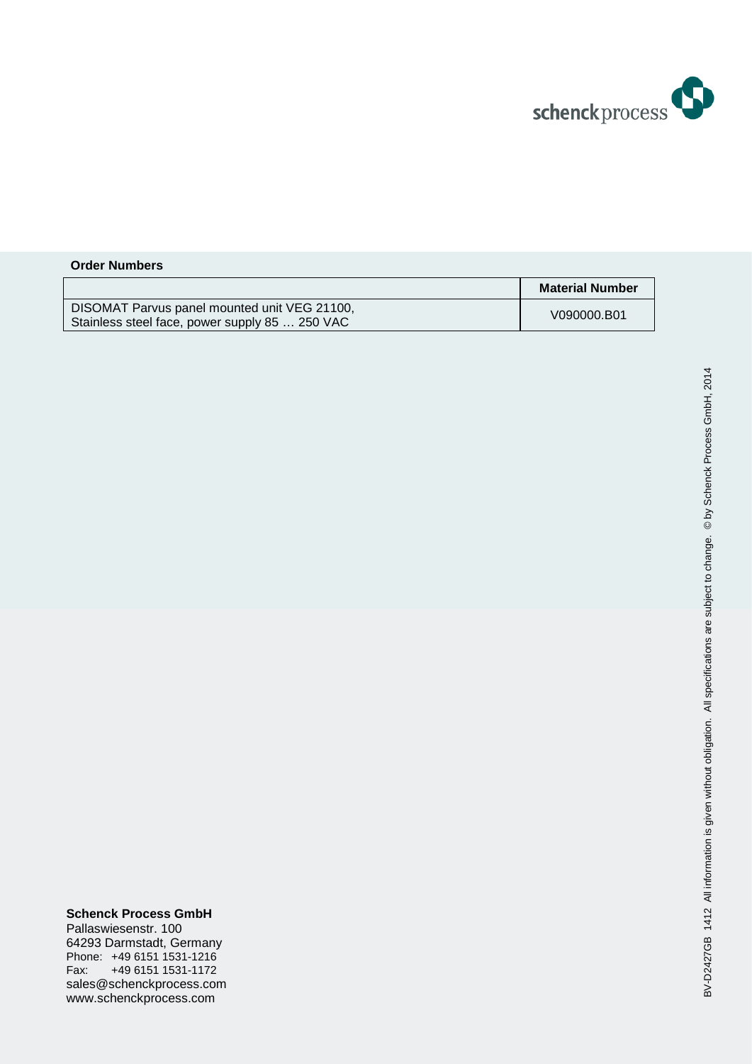**Order Numbers**

| | Material Number |
|---|---|
| DISOMAT Parvus panel mounted unit VEG 21100, Stainless steel face, power supply 85 … 250 VAC | V090000.B01 |

**Schenck Process GmbH**
Pallaswiesenstr. 100
64293 Darmstadt, Germany
Phone: +49 6151 1531-1216
Fax: +49 6151 1531-1172
sales@schenckprocess.com
www.schenckprocess.com

BV-D2427GB 1412 All information is given without obligation. All specifications are subject to change. © by Schenck Process GmbH, 2014